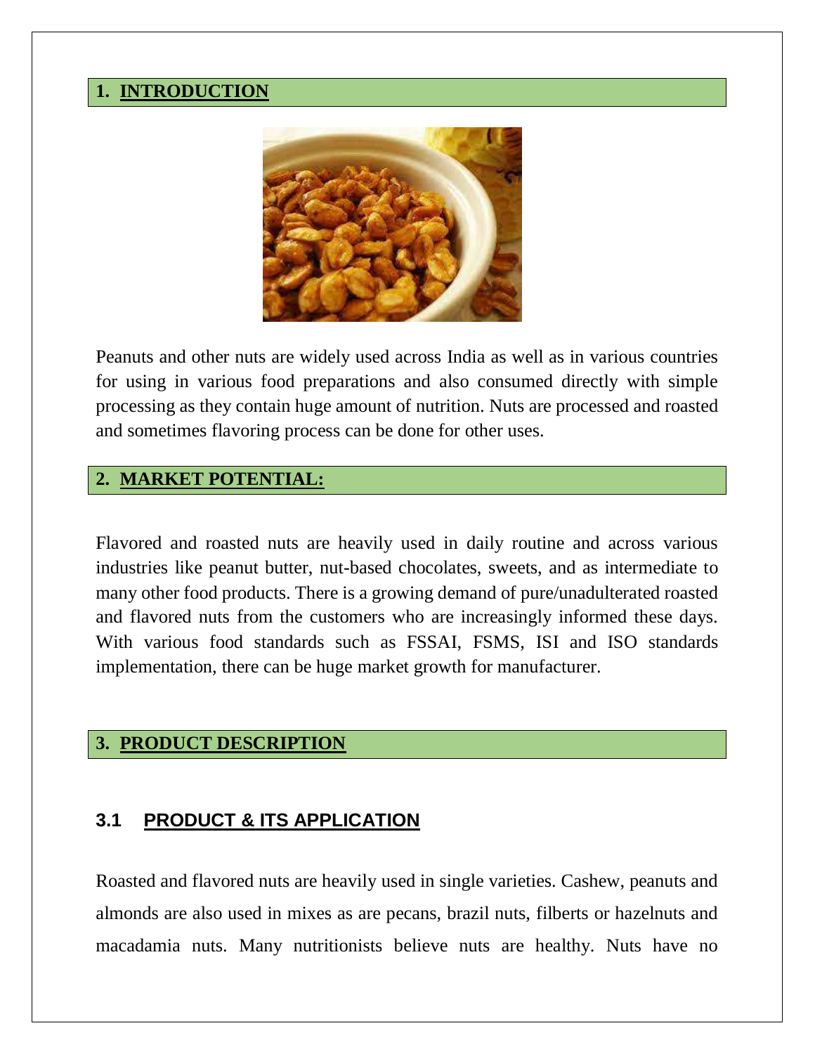## 1. INTRODUCTION

Peanuts and other nuts are widely used across India as well as in various countries for using in various food preparations and also consumed directly with simple processing as they contain huge amount of nutrition. Nuts are processed and roasted and sometimes flavoring process can be done for other uses.

## 2. MARKET POTENTIAL:

Flavored and roasted nuts are heavily used in daily routine and across various industries like peanut butter, nut-based chocolates, sweets, and as intermediate to many other food products. There is a growing demand of pure/unadulterated roasted and flavored nuts from the customers who are increasingly informed these days. With various food standards such as FSSAI, FSMS, ISI and ISO standards implementation, there can be huge market growth for manufacturer.

## 3. PRODUCT DESCRIPTION

### 3.1 PRODUCT & ITS APPLICATION

Roasted and flavored nuts are heavily used in single varieties. Cashew, peanuts and almonds are also used in mixes as are pecans, brazil nuts, filberts or hazelnuts and macadamia nuts. Many nutritionists believe nuts are healthy. Nuts have no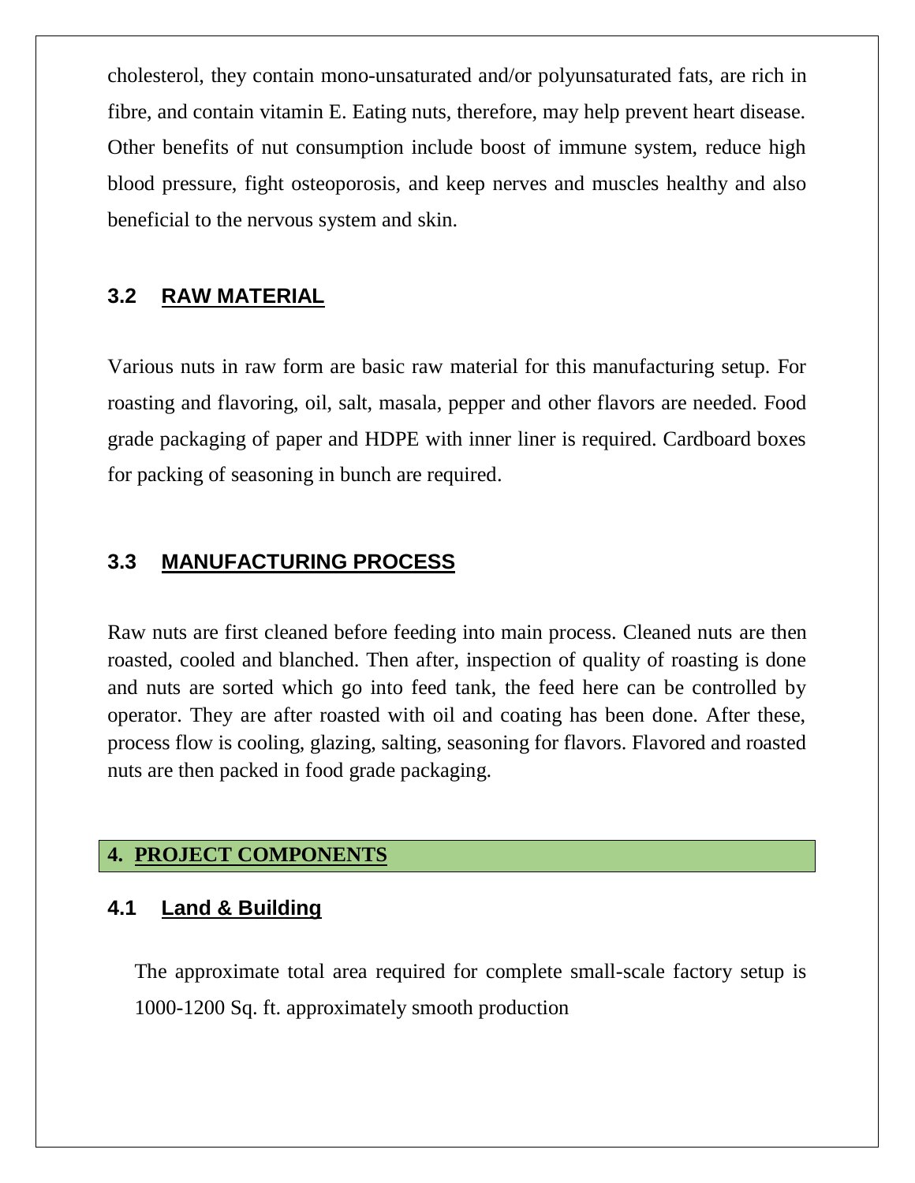cholesterol, they contain mono-unsaturated and/or polyunsaturated fats, are rich in fibre, and contain vitamin E. Eating nuts, therefore, may help prevent heart disease. Other benefits of nut consumption include boost of immune system, reduce high blood pressure, fight osteoporosis, and keep nerves and muscles healthy and also beneficial to the nervous system and skin.

### 3.2 RAW MATERIAL

Various nuts in raw form are basic raw material for this manufacturing setup. For roasting and flavoring, oil, salt, masala, pepper and other flavors are needed. Food grade packaging of paper and HDPE with inner liner is required. Cardboard boxes for packing of seasoning in bunch are required.

### 3.3 MANUFACTURING PROCESS

Raw nuts are first cleaned before feeding into main process. Cleaned nuts are then roasted, cooled and blanched. Then after, inspection of quality of roasting is done and nuts are sorted which go into feed tank, the feed here can be controlled by operator. They are after roasted with oil and coating has been done. After these, process flow is cooling, glazing, salting, seasoning for flavors. Flavored and roasted nuts are then packed in food grade packaging.

## 4. PROJECT COMPONENTS

### 4.1 Land & Building

The approximate total area required for complete small-scale factory setup is 1000-1200 Sq. ft. approximately smooth production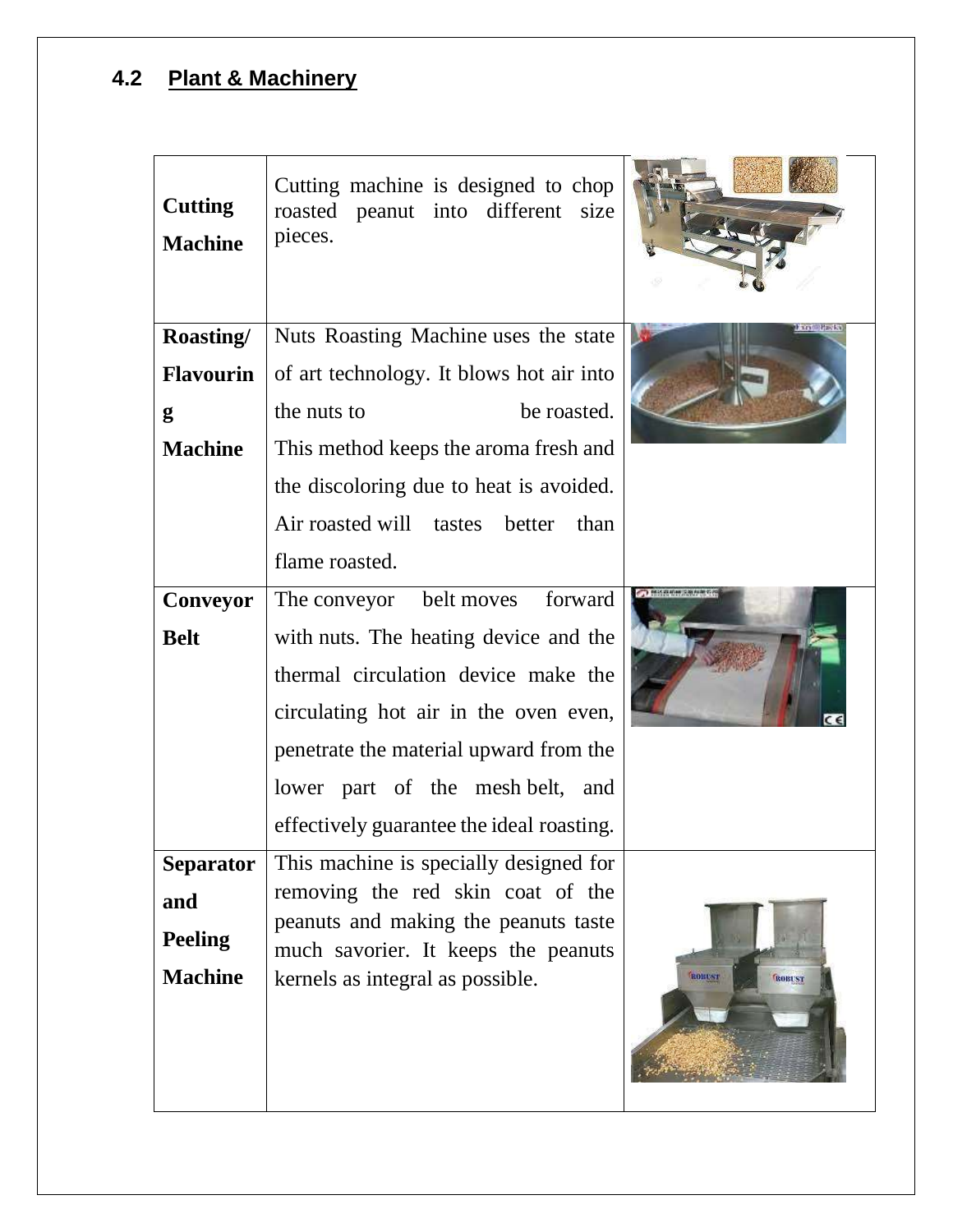## 4.2 Plant & Machinery

| | | |
|---|---|---|
| **Cutting Machine** | Cutting machine is designed to chop roasted peanut into different size pieces. | |
| **Roasting/ Flavouring Machine** | Nuts Roasting Machine uses the state of art technology. It blows hot air into the nuts to be roasted. This method keeps the aroma fresh and the discoloring due to heat is avoided. Air roasted will tastes better than flame roasted. | |
| **Conveyor Belt** | The conveyor belt moves forward with nuts. The heating device and the thermal circulation device make the circulating hot air in the oven even, penetrate the material upward from the lower part of the mesh belt, and effectively guarantee the ideal roasting. | |
| **Separator and Peeling Machine** | This machine is specially designed for removing the red skin coat of the peanuts and making the peanuts taste much savorier. It keeps the peanuts kernels as integral as possible. | |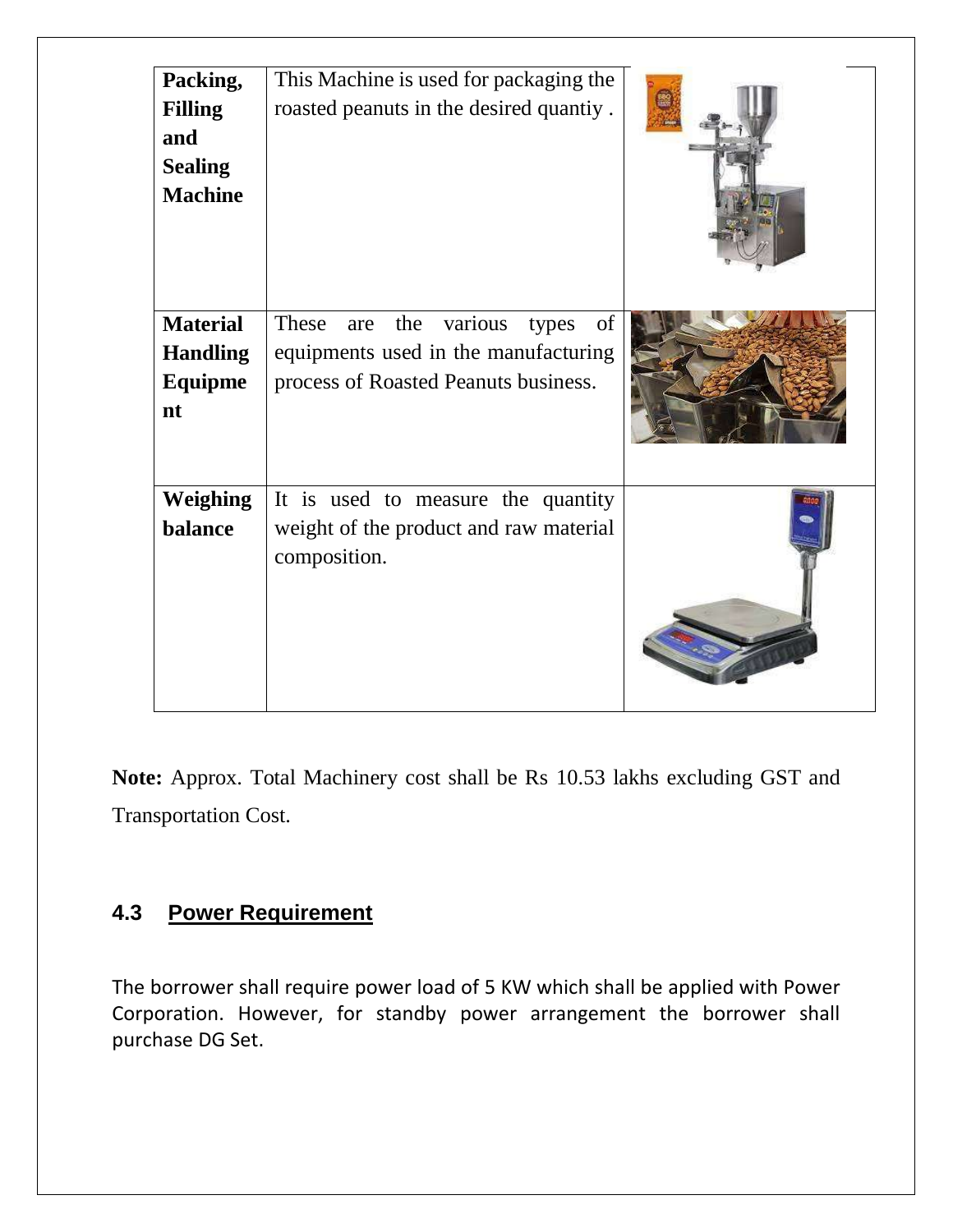| | | |
|---|---|---|
| **Packing, Filling and Sealing Machine** | This Machine is used for packaging the roasted peanuts in the desired quantiy . | |
| **Material Handling Equipment** | These are the various types of equipments used in the manufacturing process of Roasted Peanuts business. | |
| **Weighing balance** | It is used to measure the quantity weight of the product and raw material composition. | |

**Note:** Approx. Total Machinery cost shall be Rs 10.53 lakhs excluding GST and Transportation Cost.

### 4.3 Power Requirement

The borrower shall require power load of 5 KW which shall be applied with Power Corporation. However, for standby power arrangement the borrower shall purchase DG Set.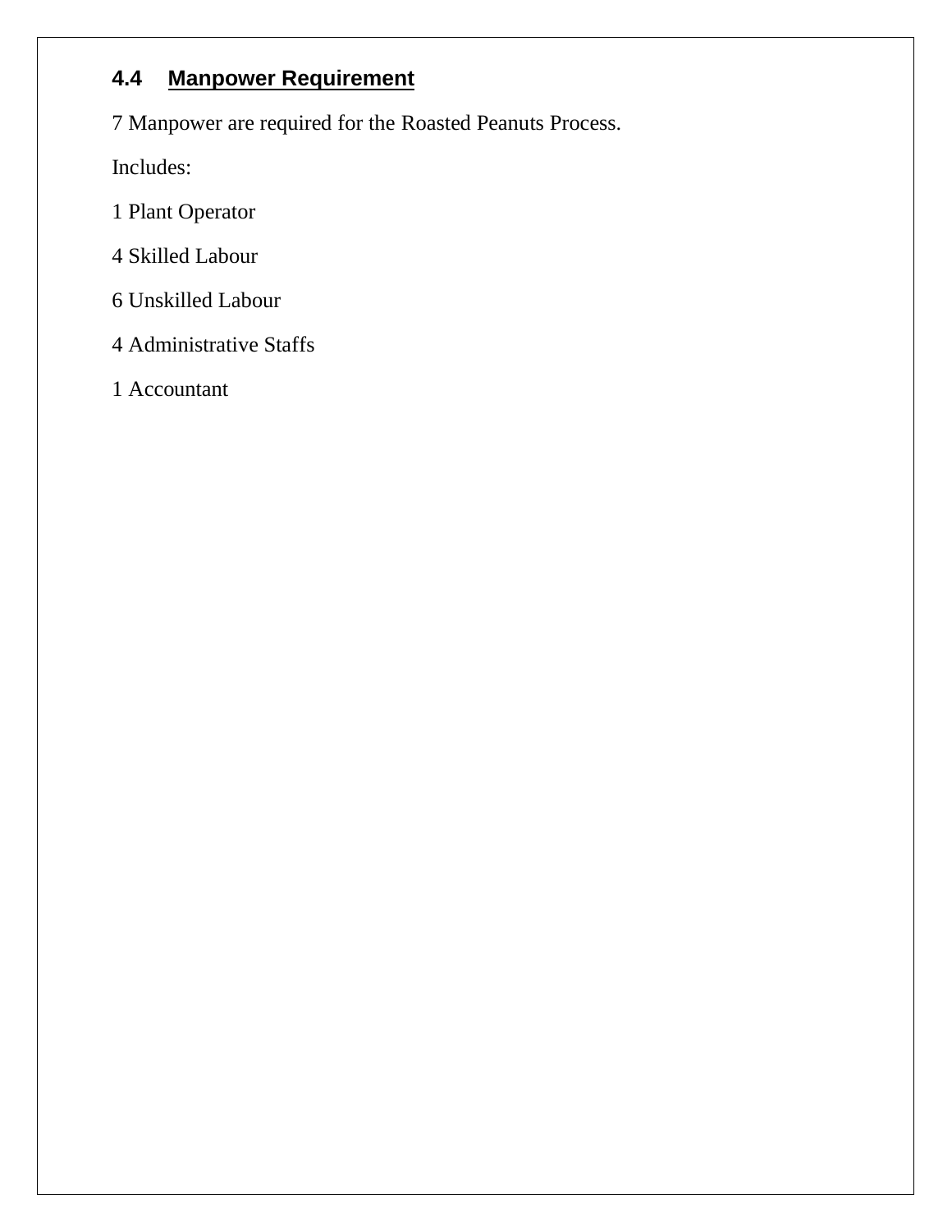## 4.4 Manpower Requirement

7 Manpower are required for the Roasted Peanuts Process.

Includes:

1 Plant Operator

4 Skilled Labour

6 Unskilled Labour

4 Administrative Staffs

1 Accountant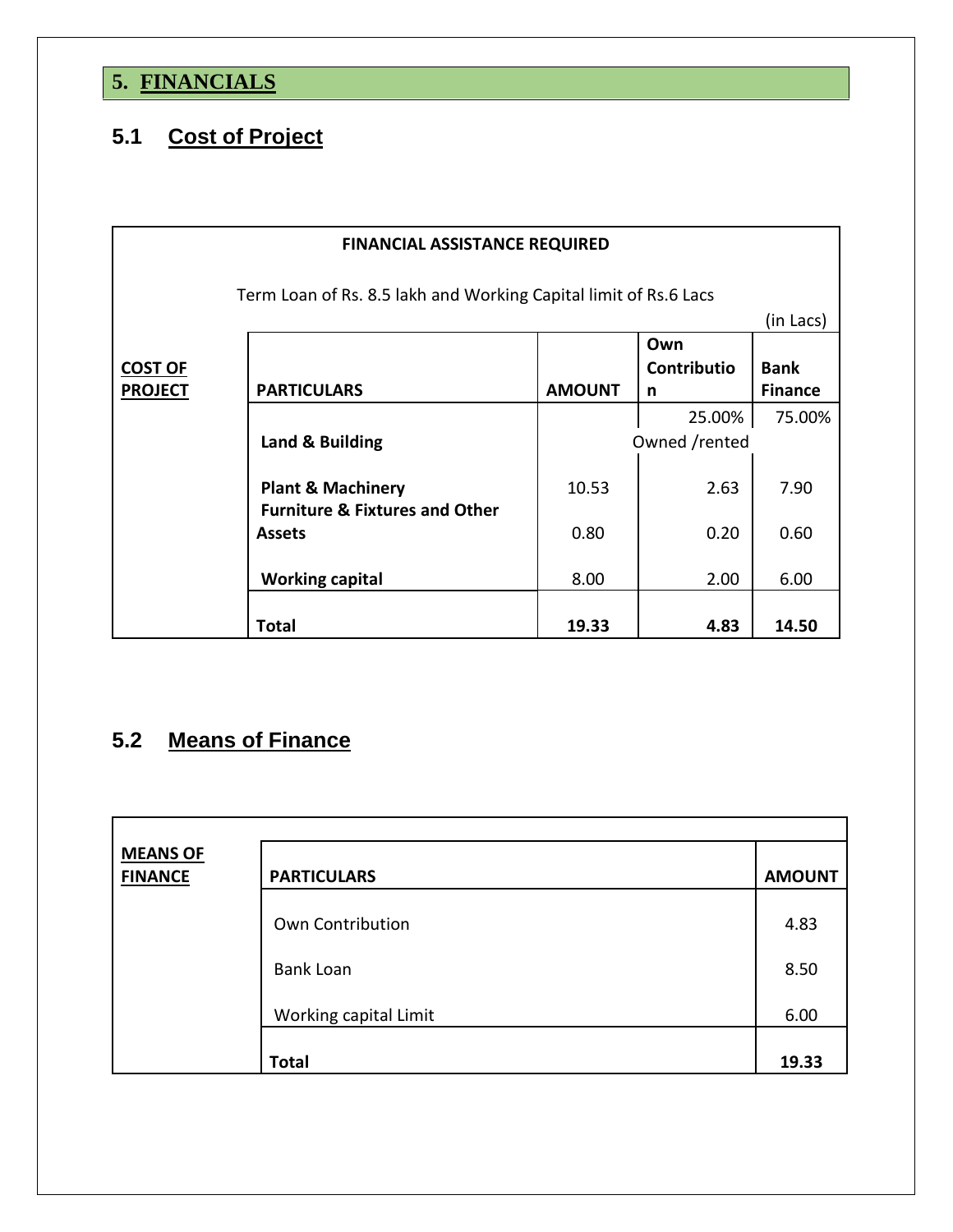# 5. FINANCIALS

## 5.1 Cost of Project

**FINANCIAL ASSISTANCE REQUIRED**

Term Loan of Rs. 8.5 lakh and Working Capital limit of Rs.6 Lacs

(in Lacs)

| COST OF PROJECT | PARTICULARS | AMOUNT | Own Contribution | Bank Finance |
|---|---|---|---|---|
| | | | 25.00% | 75.00% |
| | **Land & Building** | | Owned /rented | |
| | **Plant & Machinery** | 10.53 | 2.63 | 7.90 |
| | **Furniture & Fixtures and Other Assets** | 0.80 | 0.20 | 0.60 |
| | **Working capital** | 8.00 | 2.00 | 6.00 |
| | **Total** | **19.33** | **4.83** | **14.50** |

## 5.2 Means of Finance

| MEANS OF FINANCE | PARTICULARS | AMOUNT |
|---|---|---|
| | Own Contribution | 4.83 |
| | Bank Loan | 8.50 |
| | Working capital Limit | 6.00 |
| | **Total** | **19.33** |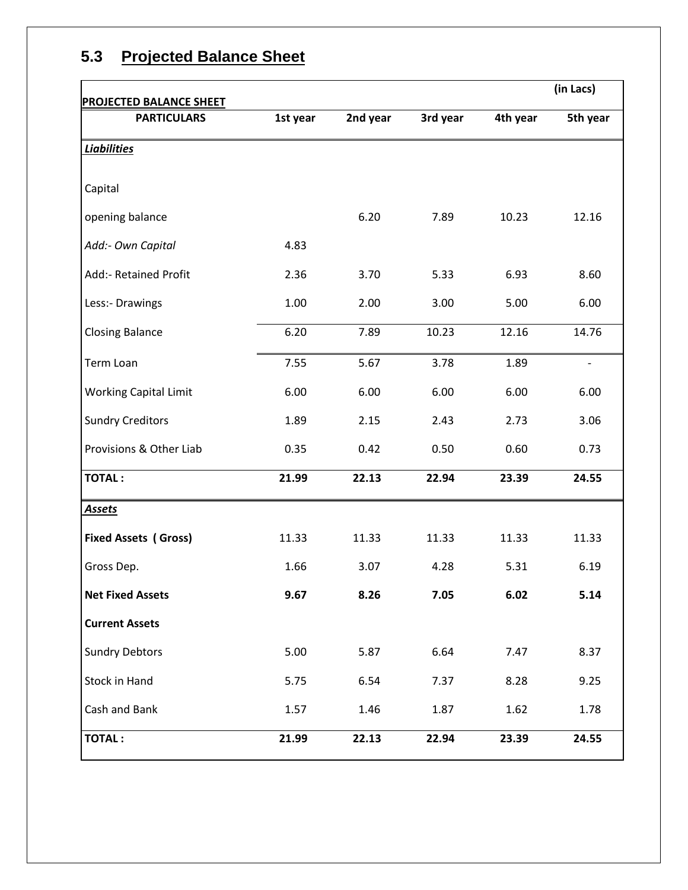## 5.3 Projected Balance Sheet

| PROJECTED BALANCE SHEET | | | | | (in Lacs) |
|---|---|---|---|---|---|
| **PARTICULARS** | **1st year** | **2nd year** | **3rd year** | **4th year** | **5th year** |
| ***Liabilities*** | | | | | |
| Capital | | | | | |
| opening balance | | 6.20 | 7.89 | 10.23 | 12.16 |
| *Add:- Own Capital* | 4.83 | | | | |
| Add:- Retained Profit | 2.36 | 3.70 | 5.33 | 6.93 | 8.60 |
| Less:- Drawings | 1.00 | 2.00 | 3.00 | 5.00 | 6.00 |
| Closing Balance | 6.20 | 7.89 | 10.23 | 12.16 | 14.76 |
| Term Loan | 7.55 | 5.67 | 3.78 | 1.89 | - |
| Working Capital Limit | 6.00 | 6.00 | 6.00 | 6.00 | 6.00 |
| Sundry Creditors | 1.89 | 2.15 | 2.43 | 2.73 | 3.06 |
| Provisions & Other Liab | 0.35 | 0.42 | 0.50 | 0.60 | 0.73 |
| **TOTAL :** | **21.99** | **22.13** | **22.94** | **23.39** | **24.55** |
| ***Assets*** | | | | | |
| **Fixed Assets ( Gross)** | 11.33 | 11.33 | 11.33 | 11.33 | 11.33 |
| Gross Dep. | 1.66 | 3.07 | 4.28 | 5.31 | 6.19 |
| **Net Fixed Assets** | **9.67** | **8.26** | **7.05** | **6.02** | **5.14** |
| **Current Assets** | | | | | |
| Sundry Debtors | 5.00 | 5.87 | 6.64 | 7.47 | 8.37 |
| Stock in Hand | 5.75 | 6.54 | 7.37 | 8.28 | 9.25 |
| Cash and Bank | 1.57 | 1.46 | 1.87 | 1.62 | 1.78 |
| **TOTAL :** | **21.99** | **22.13** | **22.94** | **23.39** | **24.55** |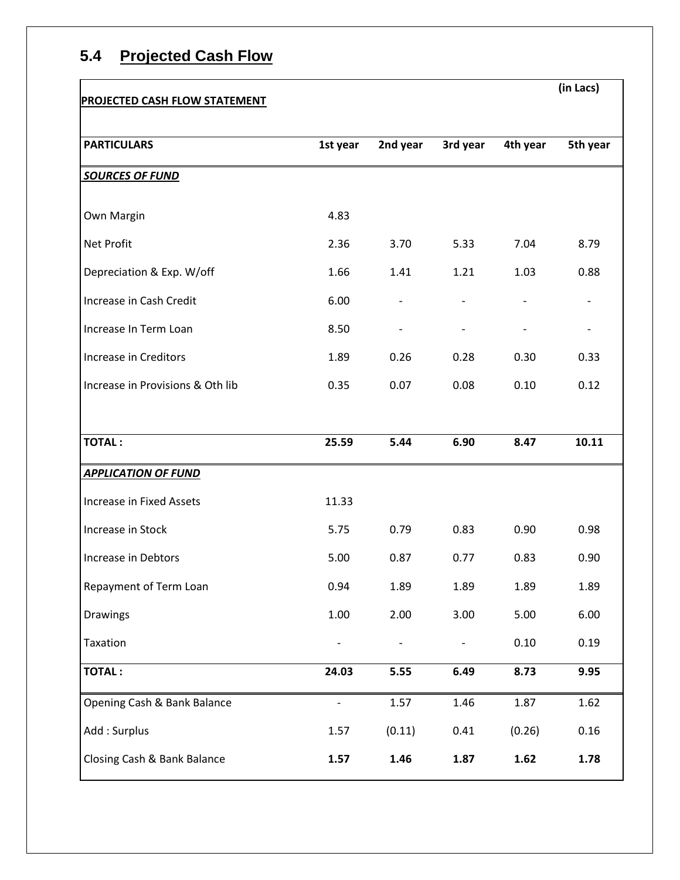## 5.4 Projected Cash Flow

**PROJECTED CASH FLOW STATEMENT** (in Lacs)

| PARTICULARS | 1st year | 2nd year | 3rd year | 4th year | 5th year |
|---|---|---|---|---|---|
| ***SOURCES OF FUND*** | | | | | |
| Own Margin | 4.83 | | | | |
| Net Profit | 2.36 | 3.70 | 5.33 | 7.04 | 8.79 |
| Depreciation & Exp. W/off | 1.66 | 1.41 | 1.21 | 1.03 | 0.88 |
| Increase in Cash Credit | 6.00 | - | - | - | - |
| Increase In Term Loan | 8.50 | - | - | - | - |
| Increase in Creditors | 1.89 | 0.26 | 0.28 | 0.30 | 0.33 |
| Increase in Provisions & Oth lib | 0.35 | 0.07 | 0.08 | 0.10 | 0.12 |
| **TOTAL :** | **25.59** | **5.44** | **6.90** | **8.47** | **10.11** |
| ***APPLICATION OF FUND*** | | | | | |
| Increase in Fixed Assets | 11.33 | | | | |
| Increase in Stock | 5.75 | 0.79 | 0.83 | 0.90 | 0.98 |
| Increase in Debtors | 5.00 | 0.87 | 0.77 | 0.83 | 0.90 |
| Repayment of Term Loan | 0.94 | 1.89 | 1.89 | 1.89 | 1.89 |
| Drawings | 1.00 | 2.00 | 3.00 | 5.00 | 6.00 |
| Taxation | - | - | - | 0.10 | 0.19 |
| **TOTAL :** | **24.03** | **5.55** | **6.49** | **8.73** | **9.95** |
| Opening Cash & Bank Balance | - | 1.57 | 1.46 | 1.87 | 1.62 |
| Add : Surplus | 1.57 | (0.11) | 0.41 | (0.26) | 0.16 |
| Closing Cash & Bank Balance | **1.57** | **1.46** | **1.87** | **1.62** | **1.78** |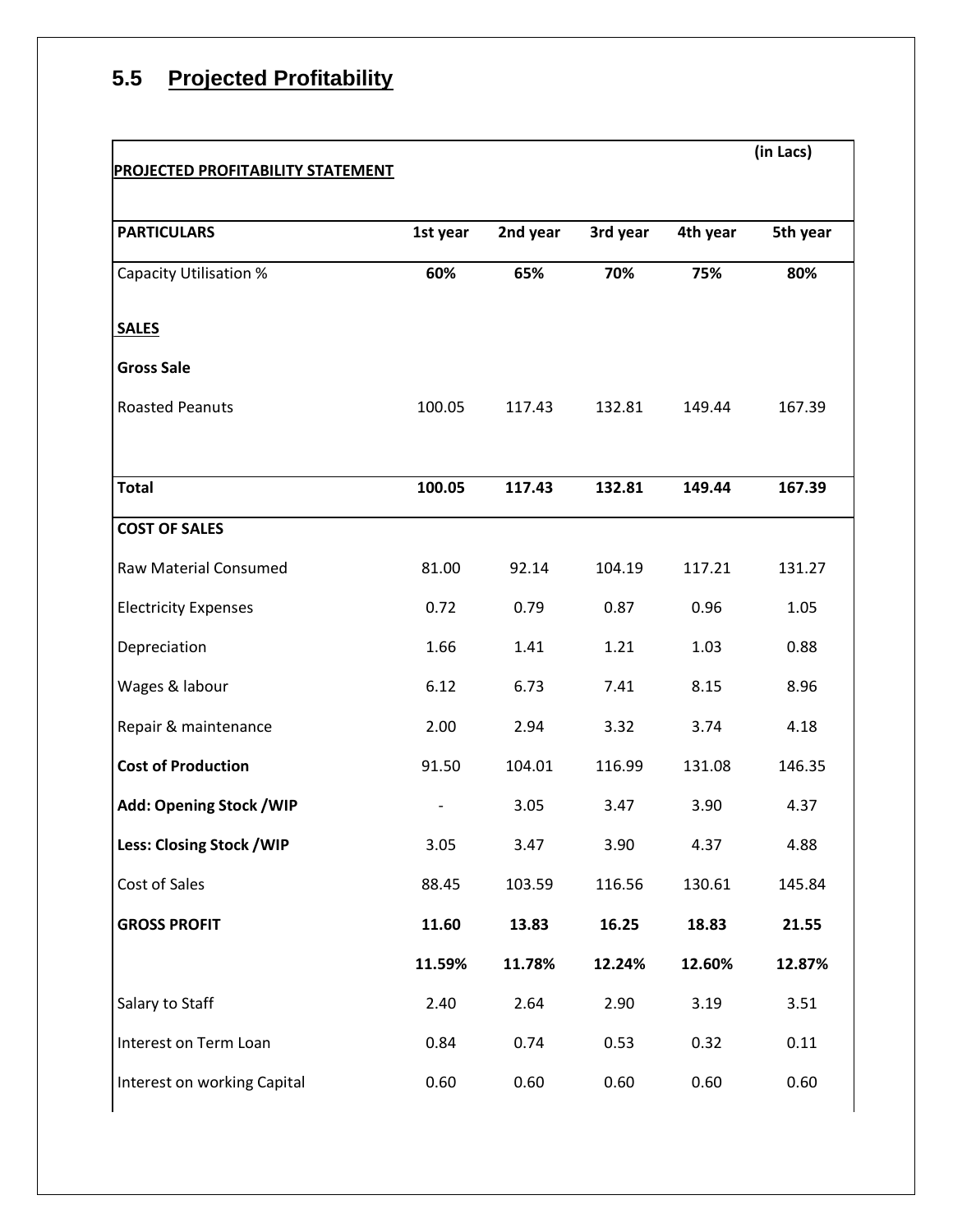## 5.5 Projected Profitability

| PROJECTED PROFITABILITY STATEMENT | | | | | (in Lacs) |
|---|---|---|---|---|---|
| **PARTICULARS** | **1st year** | **2nd year** | **3rd year** | **4th year** | **5th year** |
| Capacity Utilisation % | **60%** | **65%** | **70%** | **75%** | **80%** |
| **SALES** | | | | | |
| **Gross Sale** | | | | | |
| Roasted Peanuts | 100.05 | 117.43 | 132.81 | 149.44 | 167.39 |
| **Total** | **100.05** | **117.43** | **132.81** | **149.44** | **167.39** |
| **COST OF SALES** | | | | | |
| Raw Material Consumed | 81.00 | 92.14 | 104.19 | 117.21 | 131.27 |
| Electricity Expenses | 0.72 | 0.79 | 0.87 | 0.96 | 1.05 |
| Depreciation | 1.66 | 1.41 | 1.21 | 1.03 | 0.88 |
| Wages & labour | 6.12 | 6.73 | 7.41 | 8.15 | 8.96 |
| Repair & maintenance | 2.00 | 2.94 | 3.32 | 3.74 | 4.18 |
| **Cost of Production** | 91.50 | 104.01 | 116.99 | 131.08 | 146.35 |
| **Add: Opening Stock /WIP** | - | 3.05 | 3.47 | 3.90 | 4.37 |
| **Less: Closing Stock /WIP** | 3.05 | 3.47 | 3.90 | 4.37 | 4.88 |
| Cost of Sales | 88.45 | 103.59 | 116.56 | 130.61 | 145.84 |
| **GROSS PROFIT** | **11.60** | **13.83** | **16.25** | **18.83** | **21.55** |
| | **11.59%** | **11.78%** | **12.24%** | **12.60%** | **12.87%** |
| Salary to Staff | 2.40 | 2.64 | 2.90 | 3.19 | 3.51 |
| Interest on Term Loan | 0.84 | 0.74 | 0.53 | 0.32 | 0.11 |
| Interest on working Capital | 0.60 | 0.60 | 0.60 | 0.60 | 0.60 |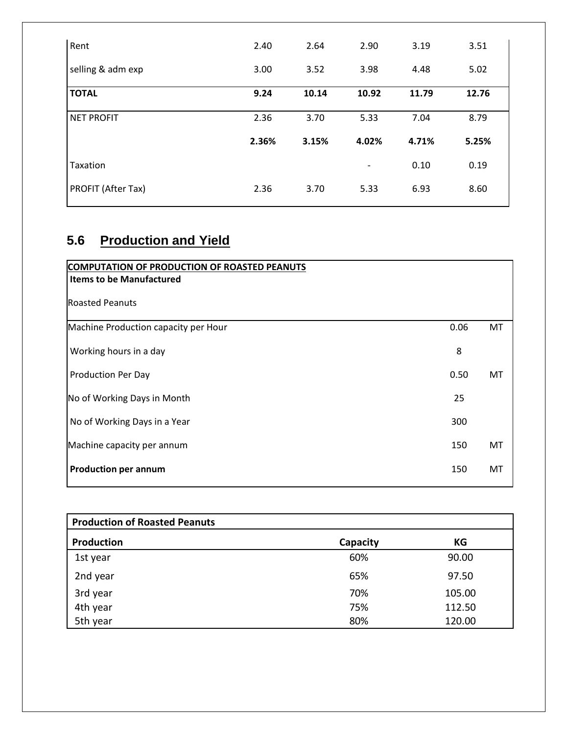| | | | | | |
|---|---|---|---|---|---|
| Rent | 2.40 | 2.64 | 2.90 | 3.19 | 3.51 |
| selling & adm exp | 3.00 | 3.52 | 3.98 | 4.48 | 5.02 |
| **TOTAL** | **9.24** | **10.14** | **10.92** | **11.79** | **12.76** |
| NET PROFIT | 2.36 | 3.70 | 5.33 | 7.04 | 8.79 |
| | **2.36%** | **3.15%** | **4.02%** | **4.71%** | **5.25%** |
| Taxation | | | - | 0.10 | 0.19 |
| PROFIT (After Tax) | 2.36 | 3.70 | 5.33 | 6.93 | 8.60 |

## 5.6 Production and Yield

| COMPUTATION OF PRODUCTION OF ROASTED PEANUTS | | |
|---|---|---|
| **Items to be Manufactured** | | |
| Roasted Peanuts | | |
| Machine Production capacity per Hour | 0.06 | MT |
| Working hours in a day | 8 | |
| Production Per Day | 0.50 | MT |
| No of Working Days in Month | 25 | |
| No of Working Days in a Year | 300 | |
| Machine capacity per annum | 150 | MT |
| **Production per annum** | 150 | MT |

| **Production of Roasted Peanuts** | | |
|---|---|---|
| **Production** | **Capacity** | **KG** |
| 1st year | 60% | 90.00 |
| 2nd year | 65% | 97.50 |
| 3rd year | 70% | 105.00 |
| 4th year | 75% | 112.50 |
| 5th year | 80% | 120.00 |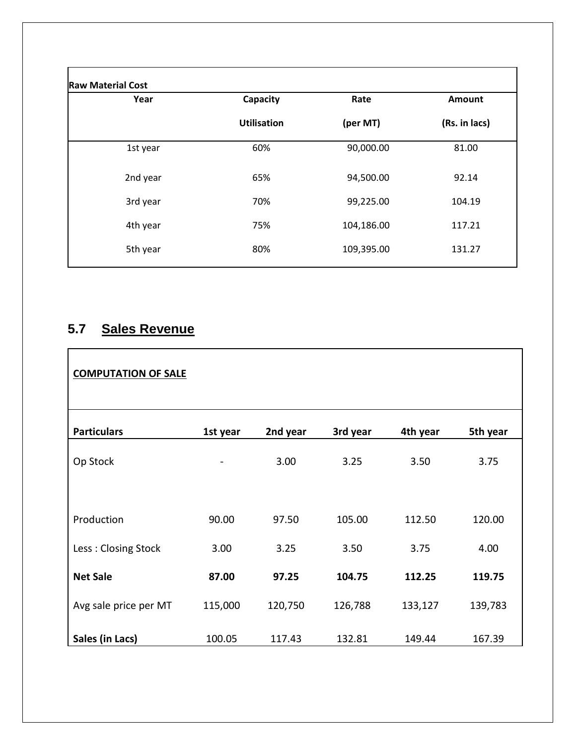| Raw Material Cost | | | |
|---|---|---|---|
| **Year** | **Capacity Utilisation** | **Rate (per MT)** | **Amount (Rs. in lacs)** |
| 1st year | 60% | 90,000.00 | 81.00 |
| 2nd year | 65% | 94,500.00 | 92.14 |
| 3rd year | 70% | 99,225.00 | 104.19 |
| 4th year | 75% | 104,186.00 | 117.21 |
| 5th year | 80% | 109,395.00 | 131.27 |

## 5.7 Sales Revenue

**COMPUTATION OF SALE**

| **Particulars** | **1st year** | **2nd year** | **3rd year** | **4th year** | **5th year** |
|---|---|---|---|---|---|
| Op Stock | - | 3.00 | 3.25 | 3.50 | 3.75 |
| Production | 90.00 | 97.50 | 105.00 | 112.50 | 120.00 |
| Less : Closing Stock | 3.00 | 3.25 | 3.50 | 3.75 | 4.00 |
| **Net Sale** | **87.00** | **97.25** | **104.75** | **112.25** | **119.75** |
| Avg sale price per MT | 115,000 | 120,750 | 126,788 | 133,127 | 139,783 |
| **Sales (in Lacs)** | 100.05 | 117.43 | 132.81 | 149.44 | 167.39 |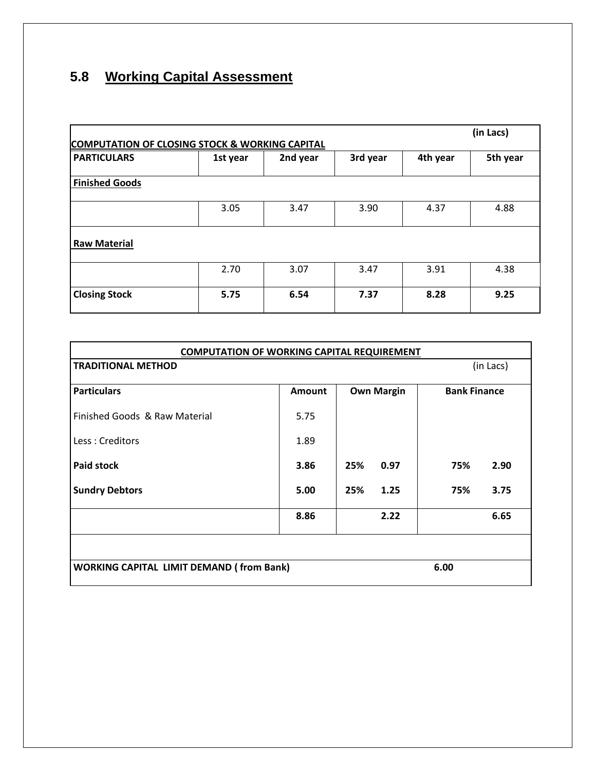## 5.8 Working Capital Assessment

| COMPUTATION OF CLOSING STOCK & WORKING CAPITAL | | | | | (in Lacs) |
|---|---|---|---|---|---|
| **PARTICULARS** | **1st year** | **2nd year** | **3rd year** | **4th year** | **5th year** |
| **Finished Goods** | | | | | |
| | 3.05 | 3.47 | 3.90 | 4.37 | 4.88 |
| **Raw Material** | | | | | |
| | 2.70 | 3.07 | 3.47 | 3.91 | 4.38 |
| **Closing Stock** | **5.75** | **6.54** | **7.37** | **8.28** | **9.25** |

| COMPUTATION OF WORKING CAPITAL REQUIREMENT | | | | | |
|---|---|---|---|---|---|
| **TRADITIONAL METHOD** | | | | | (in Lacs) |
| **Particulars** | **Amount** | **Own Margin** | | **Bank Finance** | |
| Finished Goods & Raw Material | 5.75 | | | | |
| Less : Creditors | 1.89 | | | | |
| **Paid stock** | **3.86** | **25%** | **0.97** | **75%** | **2.90** |
| **Sundry Debtors** | **5.00** | **25%** | **1.25** | **75%** | **3.75** |
| | **8.86** | | **2.22** | | **6.65** |
| | | | | | |
| **WORKING CAPITAL LIMIT DEMAND ( from Bank)** | | | | **6.00** | |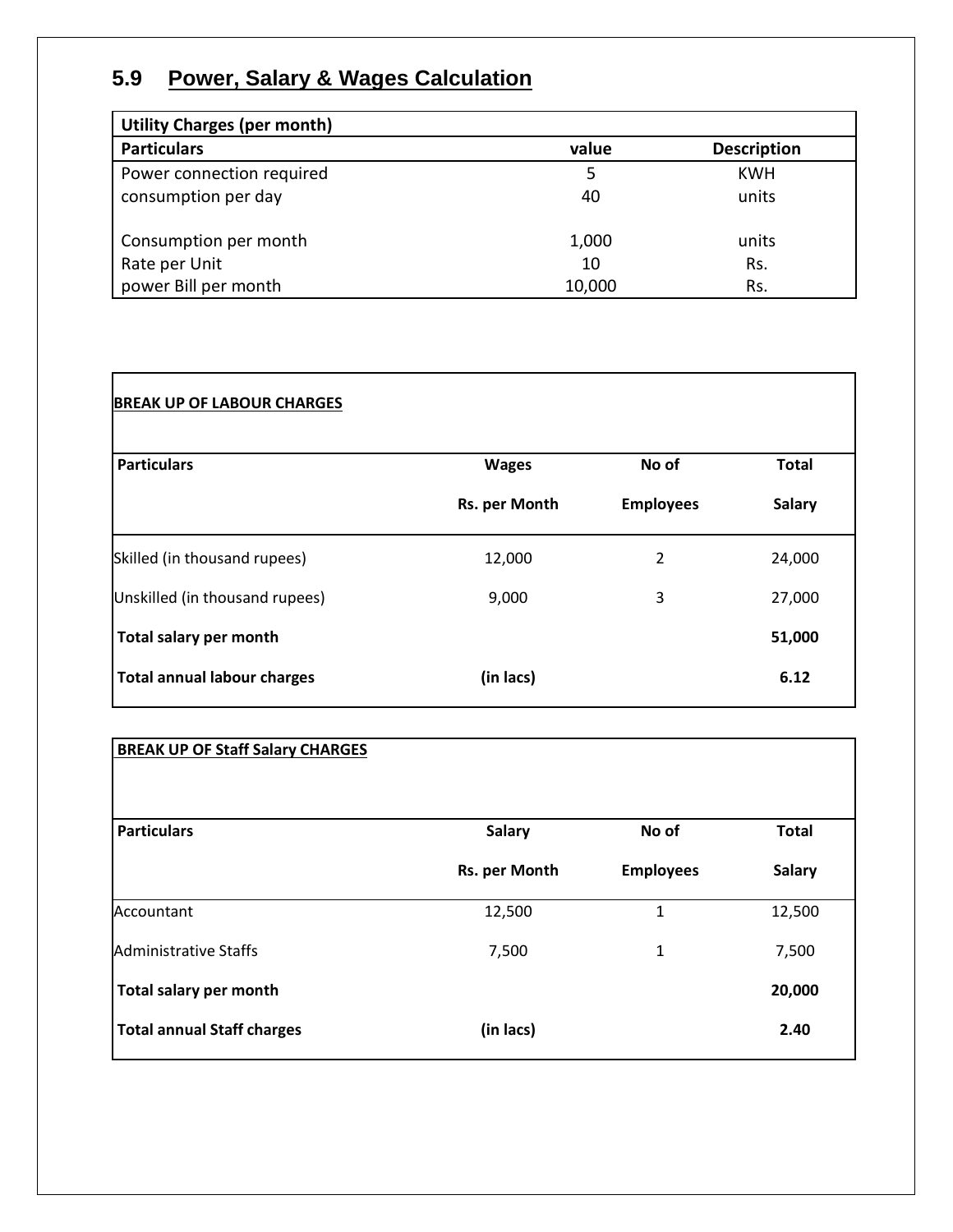## 5.9 Power, Salary & Wages Calculation

| Utility Charges (per month) | | |
|---|---|---|
| **Particulars** | **value** | **Description** |
| Power connection required | 5 | KWH |
| consumption per day | 40 | units |
| Consumption per month | 1,000 | units |
| Rate per Unit | 10 | Rs. |
| power Bill per month | 10,000 | Rs. |

**BREAK UP OF LABOUR CHARGES**

| Particulars | Wages Rs. per Month | No of Employees | Total Salary |
|---|---|---|---|
| Skilled (in thousand rupees) | 12,000 | 2 | 24,000 |
| Unskilled (in thousand rupees) | 9,000 | 3 | 27,000 |
| **Total salary per month** | | | **51,000** |
| **Total annual labour charges** | **(in lacs)** | | **6.12** |

**BREAK UP OF Staff Salary CHARGES**

| Particulars | Salary Rs. per Month | No of Employees | Total Salary |
|---|---|---|---|
| Accountant | 12,500 | 1 | 12,500 |
| Administrative Staffs | 7,500 | 1 | 7,500 |
| **Total salary per month** | | | **20,000** |
| **Total annual Staff charges** | **(in lacs)** | | **2.40** |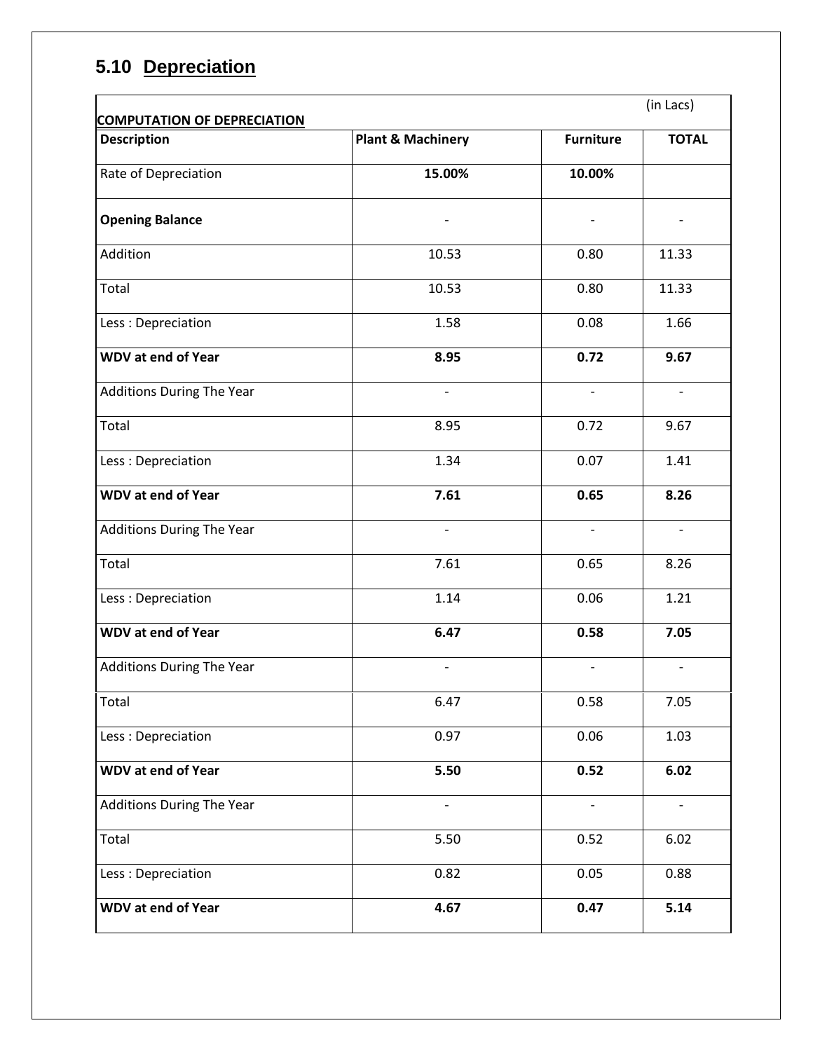## 5.10 Depreciation

| COMPUTATION OF DEPRECIATION | | | (in Lacs) |
|---|---|---|---|
| **Description** | **Plant & Machinery** | **Furniture** | **TOTAL** |
| Rate of Depreciation | **15.00%** | **10.00%** | |
| **Opening Balance** | - | - | - |
| Addition | 10.53 | 0.80 | 11.33 |
| Total | 10.53 | 0.80 | 11.33 |
| Less : Depreciation | 1.58 | 0.08 | 1.66 |
| **WDV at end of Year** | **8.95** | **0.72** | **9.67** |
| Additions During The Year | - | - | - |
| Total | 8.95 | 0.72 | 9.67 |
| Less : Depreciation | 1.34 | 0.07 | 1.41 |
| **WDV at end of Year** | **7.61** | **0.65** | **8.26** |
| Additions During The Year | - | - | - |
| Total | 7.61 | 0.65 | 8.26 |
| Less : Depreciation | 1.14 | 0.06 | 1.21 |
| **WDV at end of Year** | **6.47** | **0.58** | **7.05** |
| Additions During The Year | - | - | - |
| Total | 6.47 | 0.58 | 7.05 |
| Less : Depreciation | 0.97 | 0.06 | 1.03 |
| **WDV at end of Year** | **5.50** | **0.52** | **6.02** |
| Additions During The Year | - | - | - |
| Total | 5.50 | 0.52 | 6.02 |
| Less : Depreciation | 0.82 | 0.05 | 0.88 |
| **WDV at end of Year** | **4.67** | **0.47** | **5.14** |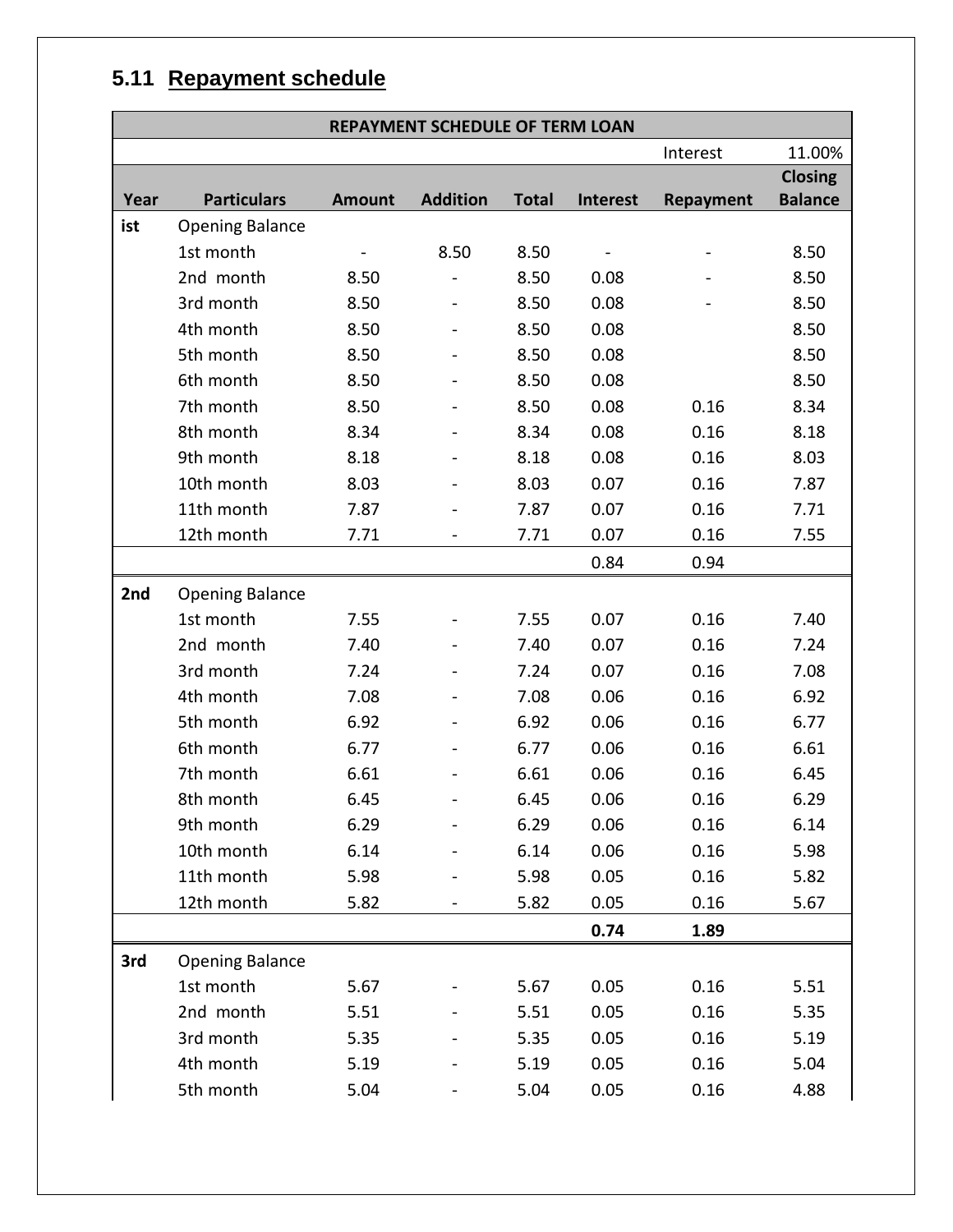## 5.11 Repayment schedule

| REPAYMENT SCHEDULE OF TERM LOAN | | | | | | | |
|---|---|---|---|---|---|---|---|
| | | | | | | Interest | 11.00% |
| Year | Particulars | Amount | Addition | Total | Interest | Repayment | Closing Balance |
| ist | Opening Balance | | | | | | |
| | 1st month | - | 8.50 | 8.50 | - | - | 8.50 |
| | 2nd month | 8.50 | - | 8.50 | 0.08 | - | 8.50 |
| | 3rd month | 8.50 | - | 8.50 | 0.08 | - | 8.50 |
| | 4th month | 8.50 | - | 8.50 | 0.08 | | 8.50 |
| | 5th month | 8.50 | - | 8.50 | 0.08 | | 8.50 |
| | 6th month | 8.50 | - | 8.50 | 0.08 | | 8.50 |
| | 7th month | 8.50 | - | 8.50 | 0.08 | 0.16 | 8.34 |
| | 8th month | 8.34 | - | 8.34 | 0.08 | 0.16 | 8.18 |
| | 9th month | 8.18 | - | 8.18 | 0.08 | 0.16 | 8.03 |
| | 10th month | 8.03 | - | 8.03 | 0.07 | 0.16 | 7.87 |
| | 11th month | 7.87 | - | 7.87 | 0.07 | 0.16 | 7.71 |
| | 12th month | 7.71 | - | 7.71 | 0.07 | 0.16 | 7.55 |
| | | | | | 0.84 | 0.94 | |
| 2nd | Opening Balance | | | | | | |
| | 1st month | 7.55 | - | 7.55 | 0.07 | 0.16 | 7.40 |
| | 2nd month | 7.40 | - | 7.40 | 0.07 | 0.16 | 7.24 |
| | 3rd month | 7.24 | - | 7.24 | 0.07 | 0.16 | 7.08 |
| | 4th month | 7.08 | - | 7.08 | 0.06 | 0.16 | 6.92 |
| | 5th month | 6.92 | - | 6.92 | 0.06 | 0.16 | 6.77 |
| | 6th month | 6.77 | - | 6.77 | 0.06 | 0.16 | 6.61 |
| | 7th month | 6.61 | - | 6.61 | 0.06 | 0.16 | 6.45 |
| | 8th month | 6.45 | - | 6.45 | 0.06 | 0.16 | 6.29 |
| | 9th month | 6.29 | - | 6.29 | 0.06 | 0.16 | 6.14 |
| | 10th month | 6.14 | - | 6.14 | 0.06 | 0.16 | 5.98 |
| | 11th month | 5.98 | - | 5.98 | 0.05 | 0.16 | 5.82 |
| | 12th month | 5.82 | - | 5.82 | 0.05 | 0.16 | 5.67 |
| | | | | | **0.74** | **1.89** | |
| 3rd | Opening Balance | | | | | | |
| | 1st month | 5.67 | - | 5.67 | 0.05 | 0.16 | 5.51 |
| | 2nd month | 5.51 | - | 5.51 | 0.05 | 0.16 | 5.35 |
| | 3rd month | 5.35 | - | 5.35 | 0.05 | 0.16 | 5.19 |
| | 4th month | 5.19 | - | 5.19 | 0.05 | 0.16 | 5.04 |
| | 5th month | 5.04 | - | 5.04 | 0.05 | 0.16 | 4.88 |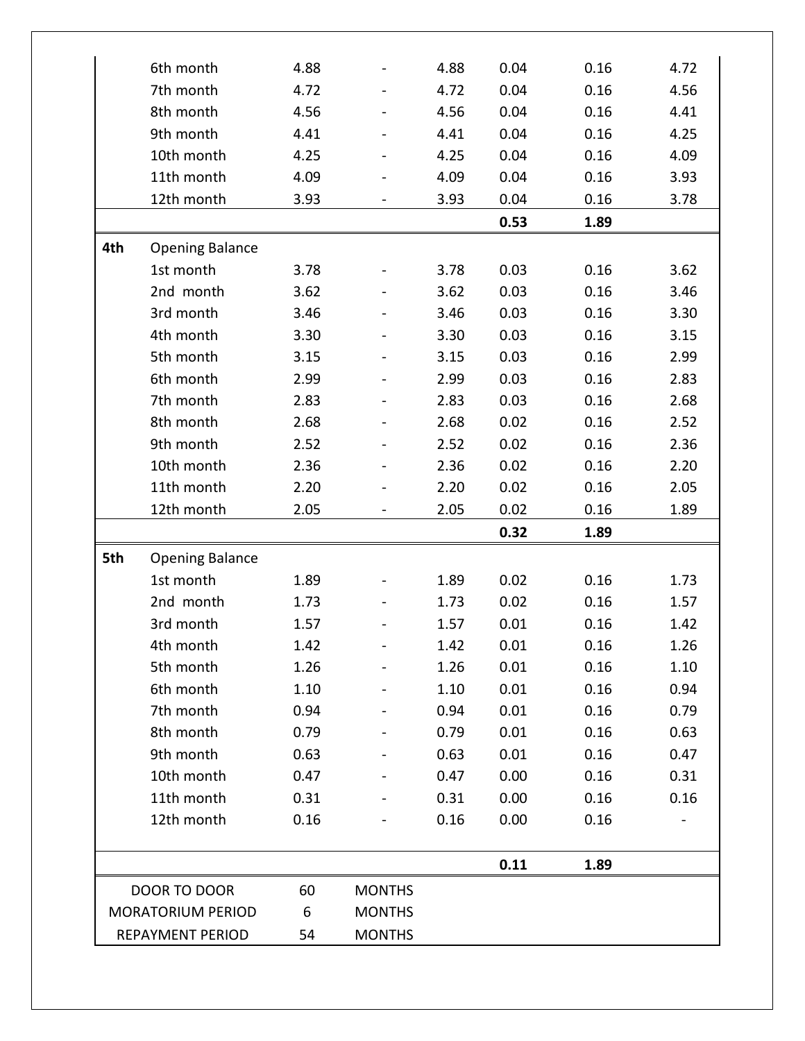| | | | | | | | |
|---|---|---|---|---|---|---|---|
| | 6th month | 4.88 | - | 4.88 | 0.04 | 0.16 | 4.72 |
| | 7th month | 4.72 | - | 4.72 | 0.04 | 0.16 | 4.56 |
| | 8th month | 4.56 | - | 4.56 | 0.04 | 0.16 | 4.41 |
| | 9th month | 4.41 | - | 4.41 | 0.04 | 0.16 | 4.25 |
| | 10th month | 4.25 | - | 4.25 | 0.04 | 0.16 | 4.09 |
| | 11th month | 4.09 | - | 4.09 | 0.04 | 0.16 | 3.93 |
| | 12th month | 3.93 | - | 3.93 | 0.04 | 0.16 | 3.78 |
| | | | | | **0.53** | **1.89** | |
| **4th** | Opening Balance | | | | | | |
| | 1st month | 3.78 | - | 3.78 | 0.03 | 0.16 | 3.62 |
| | 2nd month | 3.62 | - | 3.62 | 0.03 | 0.16 | 3.46 |
| | 3rd month | 3.46 | - | 3.46 | 0.03 | 0.16 | 3.30 |
| | 4th month | 3.30 | - | 3.30 | 0.03 | 0.16 | 3.15 |
| | 5th month | 3.15 | - | 3.15 | 0.03 | 0.16 | 2.99 |
| | 6th month | 2.99 | - | 2.99 | 0.03 | 0.16 | 2.83 |
| | 7th month | 2.83 | - | 2.83 | 0.03 | 0.16 | 2.68 |
| | 8th month | 2.68 | - | 2.68 | 0.02 | 0.16 | 2.52 |
| | 9th month | 2.52 | - | 2.52 | 0.02 | 0.16 | 2.36 |
| | 10th month | 2.36 | - | 2.36 | 0.02 | 0.16 | 2.20 |
| | 11th month | 2.20 | - | 2.20 | 0.02 | 0.16 | 2.05 |
| | 12th month | 2.05 | - | 2.05 | 0.02 | 0.16 | 1.89 |
| | | | | | **0.32** | **1.89** | |
| **5th** | Opening Balance | | | | | | |
| | 1st month | 1.89 | - | 1.89 | 0.02 | 0.16 | 1.73 |
| | 2nd month | 1.73 | - | 1.73 | 0.02 | 0.16 | 1.57 |
| | 3rd month | 1.57 | - | 1.57 | 0.01 | 0.16 | 1.42 |
| | 4th month | 1.42 | - | 1.42 | 0.01 | 0.16 | 1.26 |
| | 5th month | 1.26 | - | 1.26 | 0.01 | 0.16 | 1.10 |
| | 6th month | 1.10 | - | 1.10 | 0.01 | 0.16 | 0.94 |
| | 7th month | 0.94 | - | 0.94 | 0.01 | 0.16 | 0.79 |
| | 8th month | 0.79 | - | 0.79 | 0.01 | 0.16 | 0.63 |
| | 9th month | 0.63 | - | 0.63 | 0.01 | 0.16 | 0.47 |
| | 10th month | 0.47 | - | 0.47 | 0.00 | 0.16 | 0.31 |
| | 11th month | 0.31 | - | 0.31 | 0.00 | 0.16 | 0.16 |
| | 12th month | 0.16 | - | 0.16 | 0.00 | 0.16 | - |
| | | | | | **0.11** | **1.89** | |

| | | |
|---|---|---|
| DOOR TO DOOR | 60 | MONTHS |
| MORATORIUM PERIOD | 6 | MONTHS |
| REPAYMENT PERIOD | 54 | MONTHS |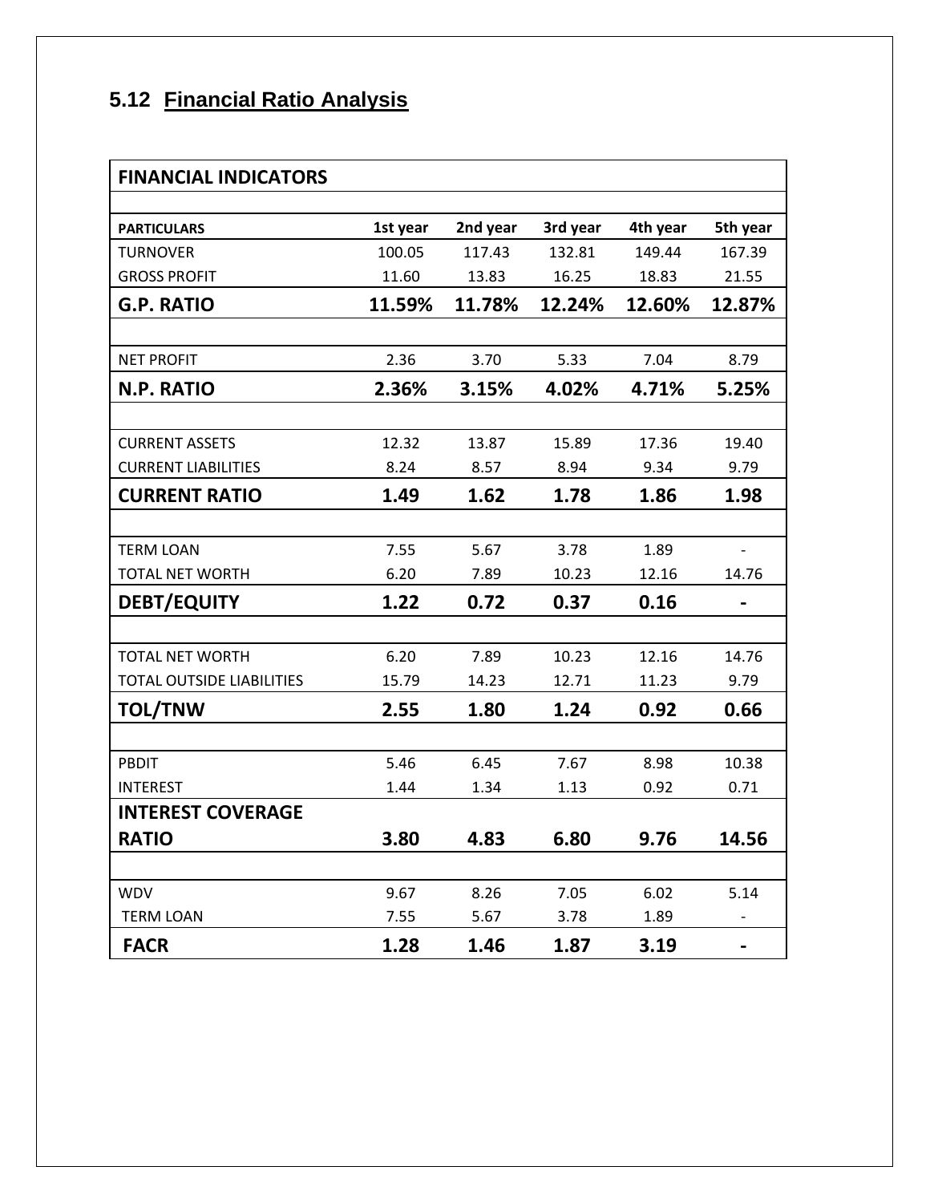## 5.12 Financial Ratio Analysis

| FINANCIAL INDICATORS | | | | | |
|---|---|---|---|---|---|
| **PARTICULARS** | **1st year** | **2nd year** | **3rd year** | **4th year** | **5th year** |
| TURNOVER | 100.05 | 117.43 | 132.81 | 149.44 | 167.39 |
| GROSS PROFIT | 11.60 | 13.83 | 16.25 | 18.83 | 21.55 |
| **G.P. RATIO** | **11.59%** | **11.78%** | **12.24%** | **12.60%** | **12.87%** |
| | | | | | |
| NET PROFIT | 2.36 | 3.70 | 5.33 | 7.04 | 8.79 |
| **N.P. RATIO** | **2.36%** | **3.15%** | **4.02%** | **4.71%** | **5.25%** |
| | | | | | |
| CURRENT ASSETS | 12.32 | 13.87 | 15.89 | 17.36 | 19.40 |
| CURRENT LIABILITIES | 8.24 | 8.57 | 8.94 | 9.34 | 9.79 |
| **CURRENT RATIO** | **1.49** | **1.62** | **1.78** | **1.86** | **1.98** |
| | | | | | |
| TERM LOAN | 7.55 | 5.67 | 3.78 | 1.89 | - |
| TOTAL NET WORTH | 6.20 | 7.89 | 10.23 | 12.16 | 14.76 |
| **DEBT/EQUITY** | **1.22** | **0.72** | **0.37** | **0.16** | **-** |
| | | | | | |
| TOTAL NET WORTH | 6.20 | 7.89 | 10.23 | 12.16 | 14.76 |
| TOTAL OUTSIDE LIABILITIES | 15.79 | 14.23 | 12.71 | 11.23 | 9.79 |
| **TOL/TNW** | **2.55** | **1.80** | **1.24** | **0.92** | **0.66** |
| | | | | | |
| PBDIT | 5.46 | 6.45 | 7.67 | 8.98 | 10.38 |
| INTEREST | 1.44 | 1.34 | 1.13 | 0.92 | 0.71 |
| **INTEREST COVERAGE RATIO** | **3.80** | **4.83** | **6.80** | **9.76** | **14.56** |
| | | | | | |
| WDV | 9.67 | 8.26 | 7.05 | 6.02 | 5.14 |
| TERM LOAN | 7.55 | 5.67 | 3.78 | 1.89 | - |
| **FACR** | **1.28** | **1.46** | **1.87** | **3.19** | **-** |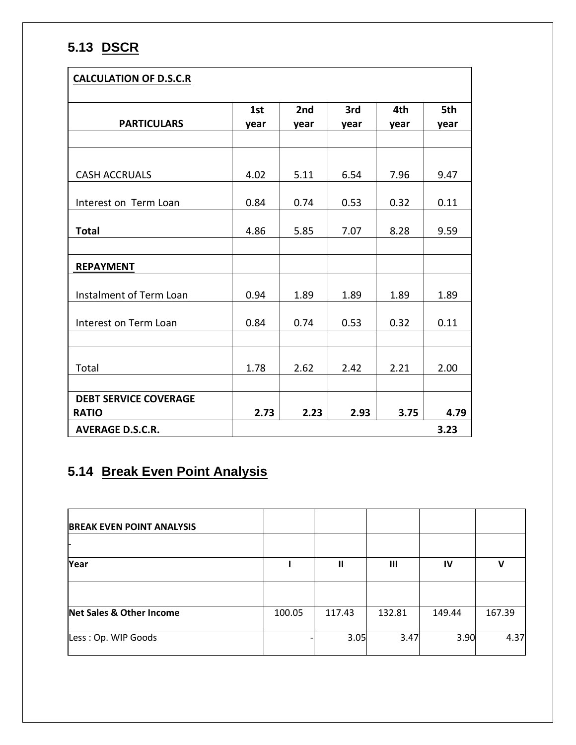## 5.13 DSCR

| CALCULATION OF D.S.C.R | | | | | |
|---|---|---|---|---|---|
| PARTICULARS | 1st year | 2nd year | 3rd year | 4th year | 5th year |
| | | | | | |
| CASH ACCRUALS | 4.02 | 5.11 | 6.54 | 7.96 | 9.47 |
| Interest on Term Loan | 0.84 | 0.74 | 0.53 | 0.32 | 0.11 |
| **Total** | 4.86 | 5.85 | 7.07 | 8.28 | 9.59 |
| | | | | | |
| **REPAYMENT** | | | | | |
| Instalment of Term Loan | 0.94 | 1.89 | 1.89 | 1.89 | 1.89 |
| Interest on Term Loan | 0.84 | 0.74 | 0.53 | 0.32 | 0.11 |
| | | | | | |
| Total | 1.78 | 2.62 | 2.42 | 2.21 | 2.00 |
| | | | | | |
| **DEBT SERVICE COVERAGE RATIO** | **2.73** | **2.23** | **2.93** | **3.75** | **4.79** |
| **AVERAGE D.S.C.R.** | | | | | **3.23** |

## 5.14 Break Even Point Analysis

| BREAK EVEN POINT ANALYSIS | | | | | |
|---|---|---|---|---|---|
| - | | | | | |
| **Year** | **I** | **II** | **III** | **IV** | **V** |
| | | | | | |
| **Net Sales & Other Income** | 100.05 | 117.43 | 132.81 | 149.44 | 167.39 |
| Less : Op. WIP Goods | - | 3.05 | 3.47 | 3.90 | 4.37 |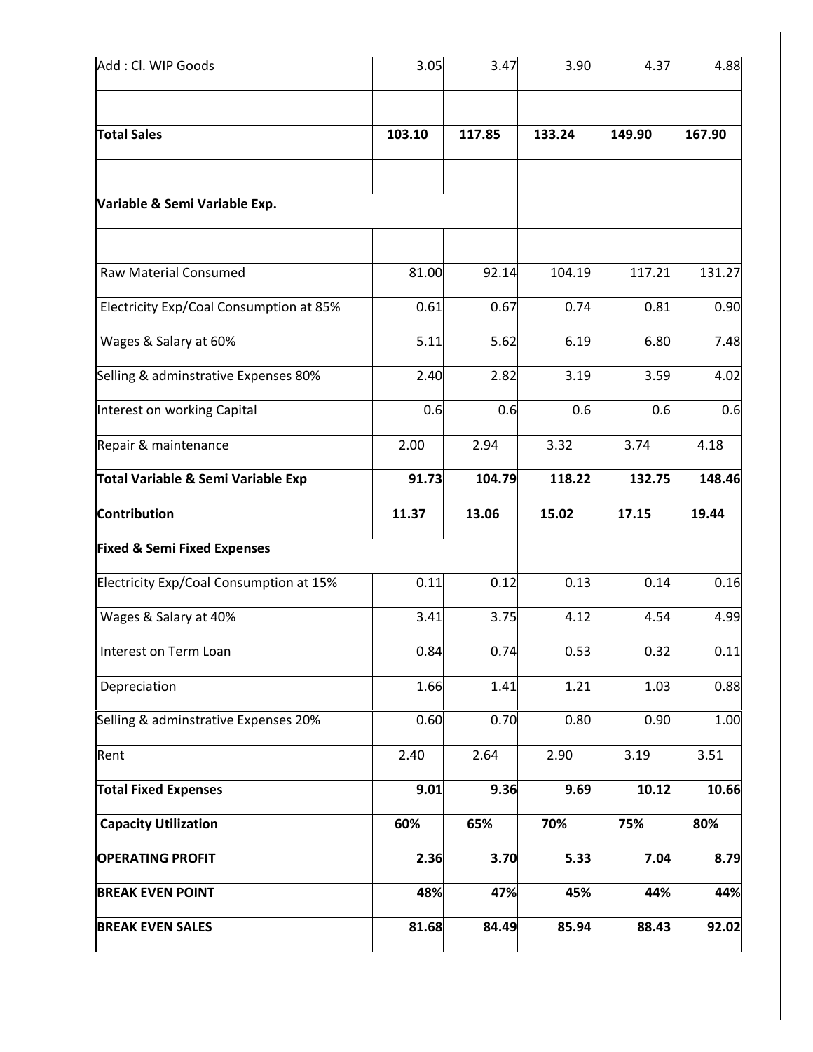| Add : Cl. WIP Goods | 3.05 | 3.47 | 3.90 | 4.37 | 4.88 |
|---|---|---|---|---|---|
| | | | | | |
| **Total Sales** | **103.10** | **117.85** | **133.24** | **149.90** | **167.90** |
| | | | | | |
| **Variable & Semi Variable Exp.** | | | | | |
| | | | | | |
| Raw Material Consumed | 81.00 | 92.14 | 104.19 | 117.21 | 131.27 |
| Electricity Exp/Coal Consumption at 85% | 0.61 | 0.67 | 0.74 | 0.81 | 0.90 |
| Wages & Salary at 60% | 5.11 | 5.62 | 6.19 | 6.80 | 7.48 |
| Selling & adminstrative Expenses 80% | 2.40 | 2.82 | 3.19 | 3.59 | 4.02 |
| Interest on working Capital | 0.6 | 0.6 | 0.6 | 0.6 | 0.6 |
| Repair & maintenance | 2.00 | 2.94 | 3.32 | 3.74 | 4.18 |
| **Total Variable & Semi Variable Exp** | **91.73** | **104.79** | **118.22** | **132.75** | **148.46** |
| **Contribution** | **11.37** | **13.06** | **15.02** | **17.15** | **19.44** |
| **Fixed & Semi Fixed Expenses** | | | | | |
| Electricity Exp/Coal Consumption at 15% | 0.11 | 0.12 | 0.13 | 0.14 | 0.16 |
| Wages & Salary at 40% | 3.41 | 3.75 | 4.12 | 4.54 | 4.99 |
| Interest on Term Loan | 0.84 | 0.74 | 0.53 | 0.32 | 0.11 |
| Depreciation | 1.66 | 1.41 | 1.21 | 1.03 | 0.88 |
| Selling & adminstrative Expenses 20% | 0.60 | 0.70 | 0.80 | 0.90 | 1.00 |
| Rent | 2.40 | 2.64 | 2.90 | 3.19 | 3.51 |
| **Total Fixed Expenses** | **9.01** | **9.36** | **9.69** | **10.12** | **10.66** |
| **Capacity Utilization** | **60%** | **65%** | **70%** | **75%** | **80%** |
| **OPERATING PROFIT** | **2.36** | **3.70** | **5.33** | **7.04** | **8.79** |
| **BREAK EVEN POINT** | **48%** | **47%** | **45%** | **44%** | **44%** |
| **BREAK EVEN SALES** | **81.68** | **84.49** | **85.94** | **88.43** | **92.02** |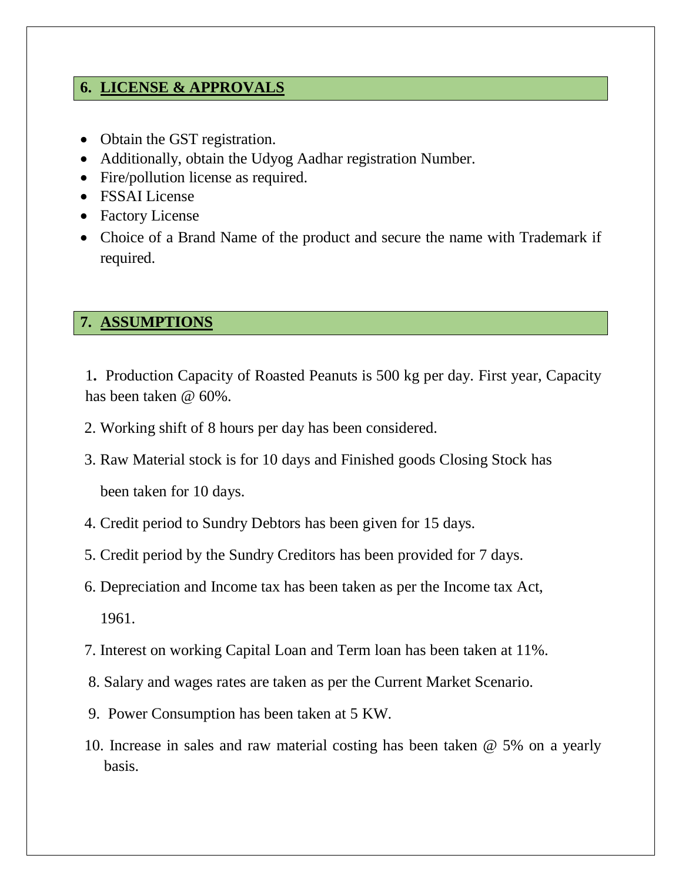## 6. LICENSE & APPROVALS

- Obtain the GST registration.
- Additionally, obtain the Udyog Aadhar registration Number.
- Fire/pollution license as required.
- FSSAI License
- Factory License
- Choice of a Brand Name of the product and secure the name with Trademark if required.

## 7. ASSUMPTIONS

1. Production Capacity of Roasted Peanuts is 500 kg per day. First year, Capacity has been taken @ 60%.
2. Working shift of 8 hours per day has been considered.
3. Raw Material stock is for 10 days and Finished goods Closing Stock has been taken for 10 days.
4. Credit period to Sundry Debtors has been given for 15 days.
5. Credit period by the Sundry Creditors has been provided for 7 days.
6. Depreciation and Income tax has been taken as per the Income tax Act, 1961.
7. Interest on working Capital Loan and Term loan has been taken at 11%.
8. Salary and wages rates are taken as per the Current Market Scenario.
9. Power Consumption has been taken at 5 KW.
10. Increase in sales and raw material costing has been taken @ 5% on a yearly basis.